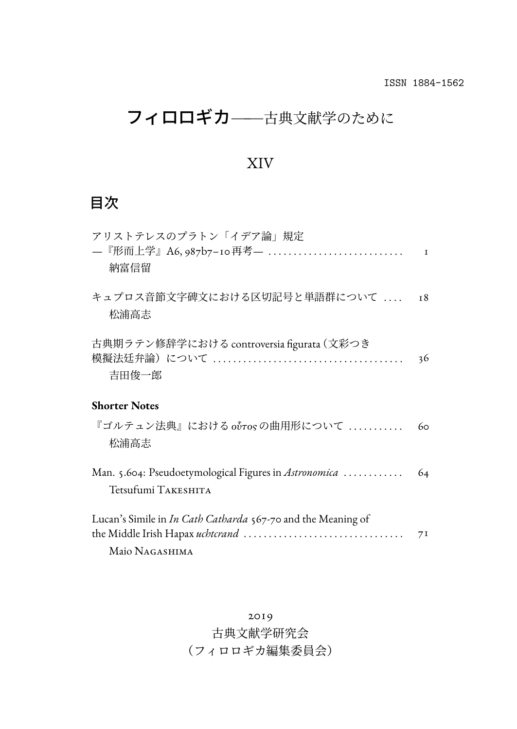ISSN 1884-1562

# フィロロギカ——古典文献学のために

## XIV

## 目次

アリストテレスのプラトン「イデア論」規定
—『形而上学』A6, 987b7–10再考— .......................... 1
納富信留

キュプロス音節文字碑文における区切記号と単語群について .... 18
松浦高志

古典期ラテン修辞学における controversia figurata（文彩つき模擬法廷弁論）について .................................... 36
吉田俊一郎

**Shorter Notes**

『ゴルテュン法典』における *οὗτος* の曲用形について .......... 60
松浦高志

Man. 5.604: Pseudoetymological Figures in *Astronomica* ........... 64
Tetsufumi Takeshita

Lucan's Simile in *In Cath Catharda* 567-70 and the Meaning of the Middle Irish Hapax *uchtcrand* ............................... 71
Maio Nagashima

2019
古典文献学研究会
（フィロロギカ編集委員会）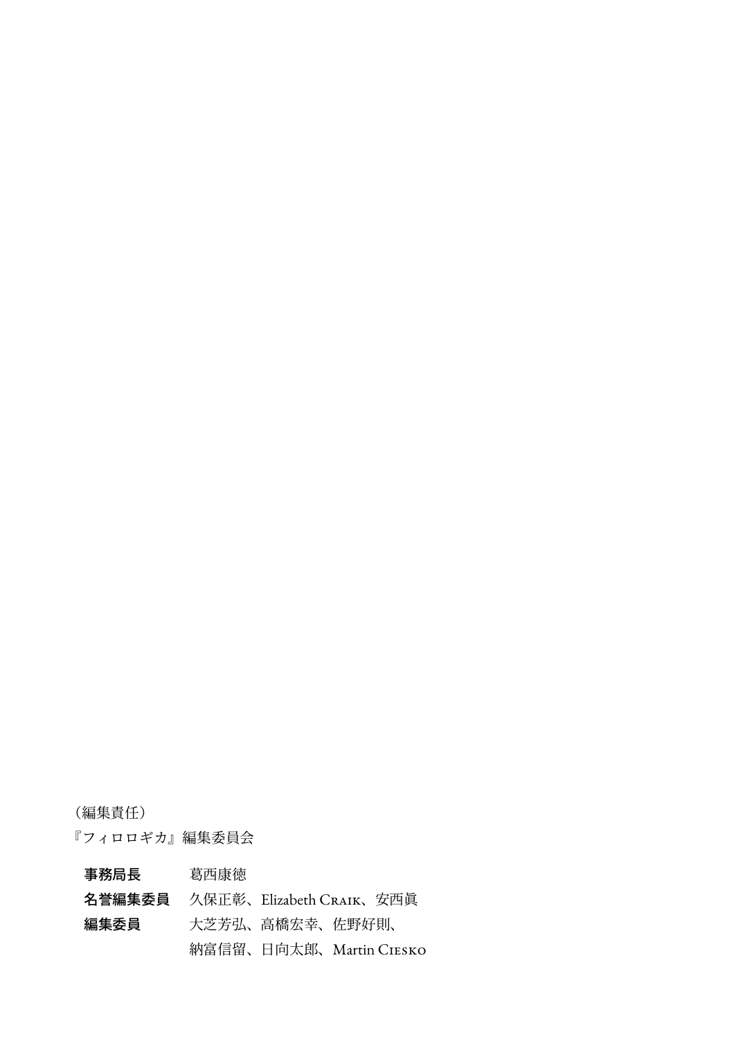（編集責任）

『フィロロギカ』編集委員会

| | |
|---|---|
| **事務局長** | 葛西康徳 |
| **名誉編集委員** | 久保正彰、Elizabeth Craik、安西眞 |
| **編集委員** | 大芝芳弘、高橋宏幸、佐野好則、<br>納富信留、日向太郎、Martin Ciesko |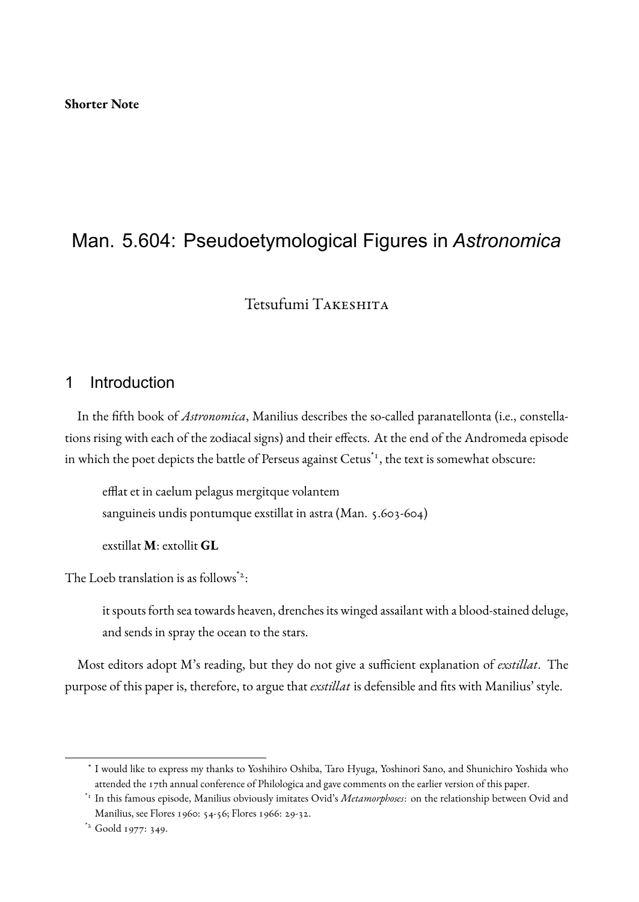**Shorter Note**

# Man. 5.604: Pseudoetymological Figures in *Astronomica*

Tetsufumi Takeshita

## 1 Introduction

In the fifth book of *Astronomica*, Manilius describes the so-called paranatellonta (i.e., constellations rising with each of the zodiacal signs) and their effects. At the end of the Andromeda episode in which the poet depicts the battle of Perseus against Cetus[*1], the text is somewhat obscure:

> efflat et in caelum pelagus mergitque volantem
> sanguineis undis pontumque exstillat in astra (Man. 5.603-604)
>
> exstillat **M**: extollit **GL**

The Loeb translation is as follows[*2]:

> it spouts forth sea towards heaven, drenches its winged assailant with a blood-stained deluge, and sends in spray the ocean to the stars.

Most editors adopt M's reading, but they do not give a sufficient explanation of *exstillat*. The purpose of this paper is, therefore, to argue that *exstillat* is defensible and fits with Manilius' style.

---

[*] I would like to express my thanks to Yoshihiro Oshiba, Taro Hyuga, Yoshinori Sano, and Shunichiro Yoshida who attended the 17th annual conference of Philologica and gave comments on the earlier version of this paper.

[*1] In this famous episode, Manilius obviously imitates Ovid's *Metamorphoses*: on the relationship between Ovid and Manilius, see Flores 1960: 54-56; Flores 1966: 29-32.

[*2] Goold 1977: 349.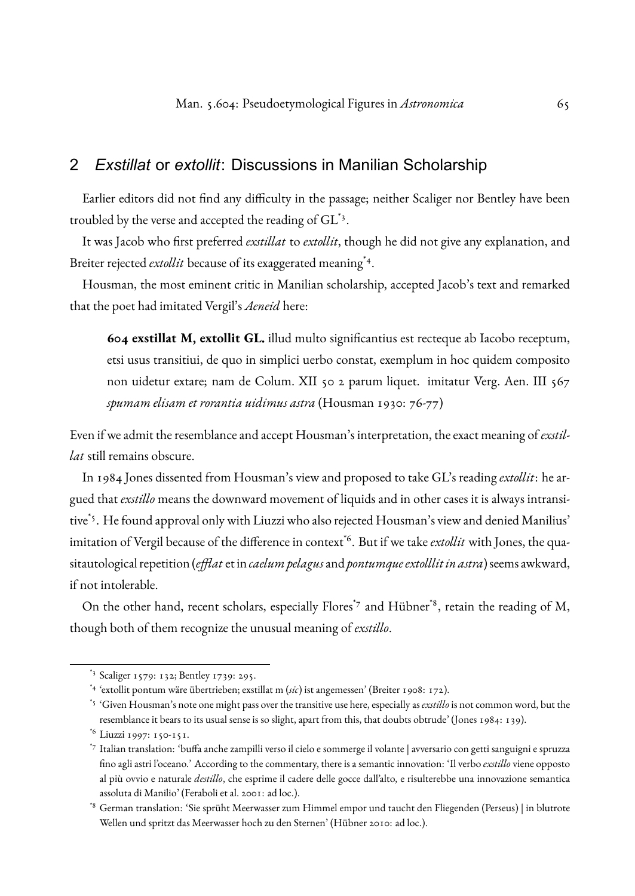## 2 *Exstillat* or *extollit*: Discussions in Manilian Scholarship

Earlier editors did not find any difficulty in the passage; neither Scaliger nor Bentley have been troubled by the verse and accepted the reading of GL[*3].

It was Jacob who first preferred *exstillat* to *extollit*, though he did not give any explanation, and Breiter rejected *extollit* because of its exaggerated meaning[*4].

Housman, the most eminent critic in Manilian scholarship, accepted Jacob's text and remarked that the poet had imitated Vergil's *Aeneid* here:

> **604 exstillat M, extollit GL.** illud multo significantius est recteque ab Iacobo receptum, etsi usus transitiui, de quo in simplici uerbo constat, exemplum in hoc quidem composito non uidetur extare; nam de Colum. XII 50 2 parum liquet. imitatur Verg. Aen. III 567 *spumam elisam et rorantia uidimus astra* (Housman 1930: 76-77)

Even if we admit the resemblance and accept Housman's interpretation, the exact meaning of *exstillat* still remains obscure.

In 1984 Jones dissented from Housman's view and proposed to take GL's reading *extollit*: he argued that *exstillo* means the downward movement of liquids and in other cases it is always intransitive[*5]. He found approval only with Liuzzi who also rejected Housman's view and denied Manilius' imitation of Vergil because of the difference in context[*6]. But if we take *extollit* with Jones, the quasitautological repetition (*efflat* et in *caelum pelagus* and *pontumque extolllit in astra*) seems awkward, if not intolerable.

On the other hand, recent scholars, especially Flores[*7] and Hübner[*8], retain the reading of M, though both of them recognize the unusual meaning of *exstillo*.

---

[*3] Scaliger 1579: 132; Bentley 1739: 295.

[*4] 'extollit pontum wäre übertrieben; exstillat m (*sic*) ist angemessen' (Breiter 1908: 172).

[*5] 'Given Housman's note one might pass over the transitive use here, especially as *exstillo* is not common word, but the resemblance it bears to its usual sense is so slight, apart from this, that doubts obtrude' (Jones 1984: 139).

[*6] Liuzzi 1997: 150-151.

[*7] Italian translation: 'buffa anche zampilli verso il cielo e sommerge il volante | avversario con getti sanguigni e spruzza fino agli astri l'oceano.' According to the commentary, there is a semantic innovation: 'Il verbo *exstillo* viene opposto al più ovvio e naturale *destillo*, che esprime il cadere delle gocce dall'alto, e risulterebbe una innovazione semantica assoluta di Manilio' (Feraboli et al. 2001: ad loc.).

[*8] German translation: 'Sie sprüht Meerwasser zum Himmel empor und taucht den Fliegenden (Perseus) | in blutrote Wellen und spritzt das Meerwasser hoch zu den Sternen' (Hübner 2010: ad loc.).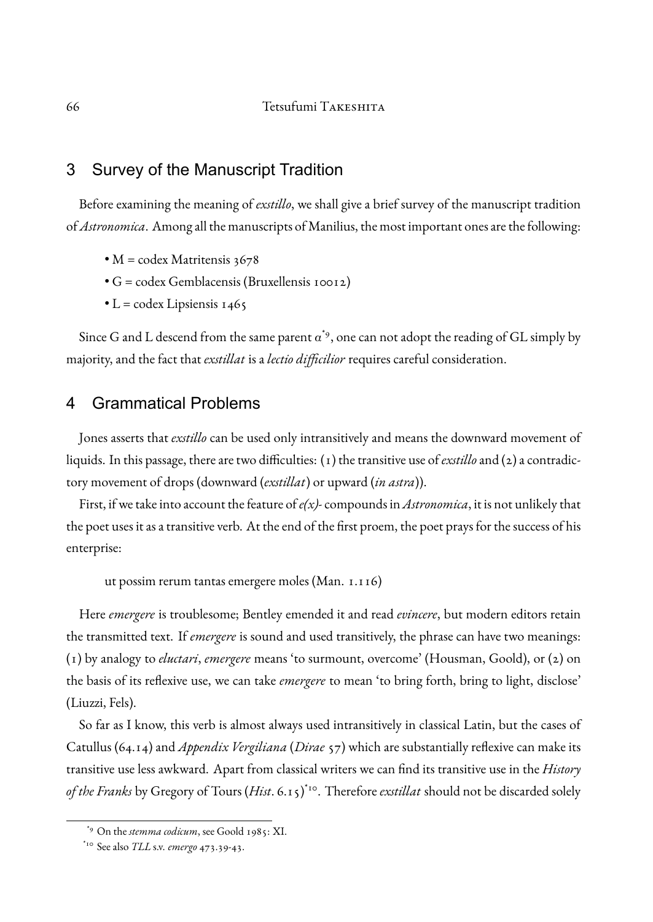## 3 Survey of the Manuscript Tradition

Before examining the meaning of *exstillo*, we shall give a brief survey of the manuscript tradition of *Astronomica*. Among all the manuscripts of Manilius, the most important ones are the following:

- M = codex Matritensis 3678
- G = codex Gemblacensis (Bruxellensis 10012)
- L = codex Lipsiensis 1465

Since G and L descend from the same parent $\alpha$[*9], one can not adopt the reading of GL simply by majority, and the fact that *exstillat* is a *lectio difficilior* requires careful consideration.

## 4 Grammatical Problems

Jones asserts that *exstillo* can be used only intransitively and means the downward movement of liquids. In this passage, there are two difficulties: (1) the transitive use of *exstillo* and (2) a contradictory movement of drops (downward (*exstillat*) or upward (*in astra*)).

First, if we take into account the feature of *e(x)-* compounds in *Astronomica*, it is not unlikely that the poet uses it as a transitive verb. At the end of the first proem, the poet prays for the success of his enterprise:

> ut possim rerum tantas emergere moles (Man. 1.116)

Here *emergere* is troublesome; Bentley emended it and read *evincere*, but modern editors retain the transmitted text. If *emergere* is sound and used transitively, the phrase can have two meanings: (1) by analogy to *eluctari*, *emergere* means 'to surmount, overcome' (Housman, Goold), or (2) on the basis of its reflexive use, we can take *emergere* to mean 'to bring forth, bring to light, disclose' (Liuzzi, Fels).

So far as I know, this verb is almost always used intransitively in classical Latin, but the cases of Catullus (64.14) and *Appendix Vergiliana* (*Dirae* 57) which are substantially reflexive can make its transitive use less awkward. Apart from classical writers we can find its transitive use in the *History of the Franks* by Gregory of Tours (*Hist*. 6.15)[*10]. Therefore *exstillat* should not be discarded solely

---

[*9] On the *stemma codicum*, see Goold 1985: XI.

[*10] See also *TLL* s.v. *emergo* 473.39-43.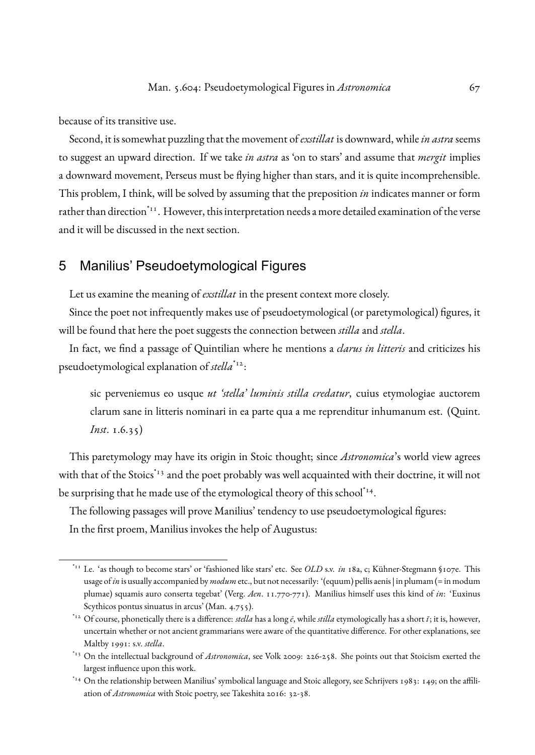because of its transitive use.

Second, it is somewhat puzzling that the movement of *exstillat* is downward, while *in astra* seems to suggest an upward direction. If we take *in astra* as 'on to stars' and assume that *mergit* implies a downward movement, Perseus must be flying higher than stars, and it is quite incomprehensible. This problem, I think, will be solved by assuming that the preposition *in* indicates manner or form rather than direction[*11]. However, this interpretation needs a more detailed examination of the verse and it will be discussed in the next section.

## 5 Manilius' Pseudoetymological Figures

Let us examine the meaning of *exstillat* in the present context more closely.

Since the poet not infrequently makes use of pseudoetymological (or paretymological) figures, it will be found that here the poet suggests the connection between *stilla* and *stella*.

In fact, we find a passage of Quintilian where he mentions a *clarus in litteris* and criticizes his pseudoetymological explanation of *stella*[*12]:

> sic perveniemus eo usque *ut 'stella' luminis stilla credatur*, cuius etymologiae auctorem clarum sane in litteris nominari in ea parte qua a me reprenditur inhumanum est. (Quint. *Inst*. 1.6.35)

This paretymology may have its origin in Stoic thought; since *Astronomica*'s world view agrees with that of the Stoics[*13] and the poet probably was well acquainted with their doctrine, it will not be surprising that he made use of the etymological theory of this school[*14].

The following passages will prove Manilius' tendency to use pseudoetymological figures:

In the first proem, Manilius invokes the help of Augustus:

---

[*11] I.e. 'as though to become stars' or 'fashioned like stars' etc. See *OLD* s.v. *in* 18a, c; Kühner-Stegmann §107e. This usage of *in* is usually accompanied by *modum* etc., but not necessarily: '(equum) pellis aenis | in plumam (= in modum plumae) squamis auro conserta tegebat' (Verg. *Aen*. 11.770-771). Manilius himself uses this kind of *in*: 'Euxinus Scythicos pontus sinuatus in arcus' (Man. 4.755).

[*12] Of course, phonetically there is a difference: *stella* has a long *ē*, while *stilla* etymologically has a short *ĭ*; it is, however, uncertain whether or not ancient grammarians were aware of the quantitative difference. For other explanations, see Maltby 1991: s.v. *stella*.

[*13] On the intellectual background of *Astronomica*, see Volk 2009: 226-258. She points out that Stoicism exerted the largest influence upon this work.

[*14] On the relationship between Manilius' symbolical language and Stoic allegory, see Schrijvers 1983: 149; on the affiliation of *Astronomica* with Stoic poetry, see Takeshita 2016: 32-38.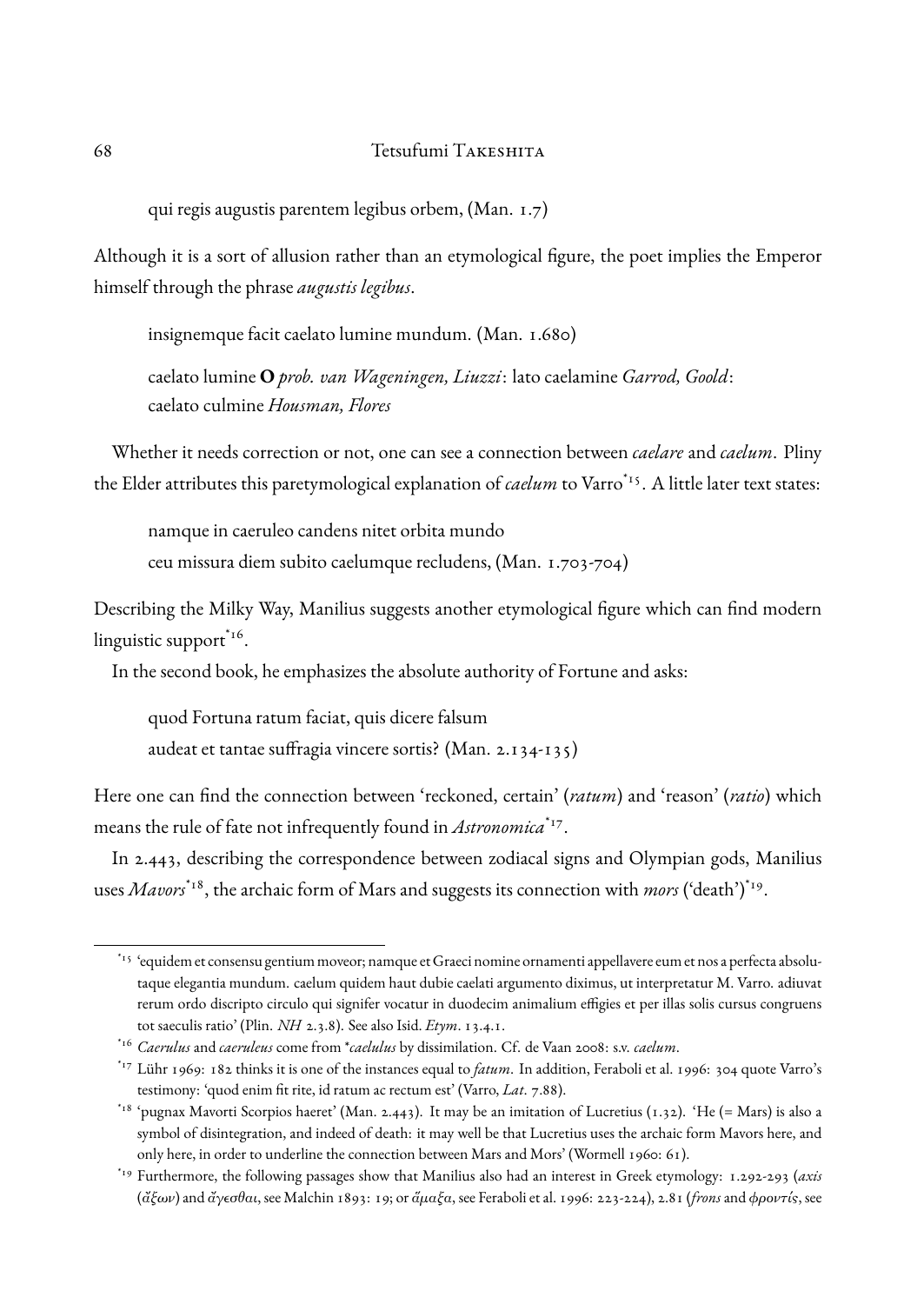qui regis augustis parentem legibus orbem, (Man. 1.7)

Although it is a sort of allusion rather than an etymological figure, the poet implies the Emperor himself through the phrase *augustis legibus*.

insignemque facit caelato lumine mundum. (Man. 1.680)

caelato lumine **O** *prob. van Wageningen, Liuzzi*: lato caelamine *Garrod, Goold*: caelato culmine *Housman, Flores*

Whether it needs correction or not, one can see a connection between *caelare* and *caelum*. Pliny the Elder attributes this paretymological explanation of *caelum* to Varro[*15]. A little later text states:

namque in caeruleo candens nitet orbita mundo
ceu missura diem subito caelumque recludens, (Man. 1.703-704)

Describing the Milky Way, Manilius suggests another etymological figure which can find modern linguistic support[*16].

In the second book, he emphasizes the absolute authority of Fortune and asks:

quod Fortuna ratum faciat, quis dicere falsum
audeat et tantae suffragia vincere sortis? (Man. 2.134-135)

Here one can find the connection between 'reckoned, certain' (*ratum*) and 'reason' (*ratio*) which means the rule of fate not infrequently found in *Astronomica*[*17].

In 2.443, describing the correspondence between zodiacal signs and Olympian gods, Manilius uses *Mavors*[*18], the archaic form of Mars and suggests its connection with *mors* ('death')[*19].

---

[*15] 'equidem et consensu gentium moveor; namque et Graeci nomine ornamenti appellavere eum et nos a perfecta absolutaque elegantia mundum. caelum quidem haud dubie caelati argumento diximus, ut interpretatur M. Varro. adiuvat rerum ordo discripto circulo qui signifer vocatur in duodecim animalium effigies et per illas solis cursus congruens tot saeculis ratio' (Plin. *NH* 2.3.8). See also Isid. *Etym*. 13.4.1.

[*16] *Caerulus* and *caeruleus* come from \**caelulus* by dissimilation. Cf. de Vaan 2008: s.v. *caelum*.

[*17] Lühr 1969: 182 thinks it is one of the instances equal to *fatum*. In addition, Feraboli et al. 1996: 304 quote Varro's testimony: 'quod enim fit rite, id ratum ac rectum est' (Varro, *Lat*. 7.88).

[*18] 'pugnax Mavorti Scorpios haeret' (Man. 2.443). It may be an imitation of Lucretius (1.32). 'He (= Mars) is also a symbol of disintegration, and indeed of death: it may well be that Lucretius uses the archaic form Mavors here, and only here, in order to underline the connection between Mars and Mors' (Wormell 1960: 61).

[*19] Furthermore, the following passages show that Manilius also had an interest in Greek etymology: 1.292-293 (*axis* (ἄξων) and ἄγεσθαι, see Malchin 1893: 19; or ἅμαξα, see Feraboli et al. 1996: 223-224), 2.81 (*frons* and φροντίς, see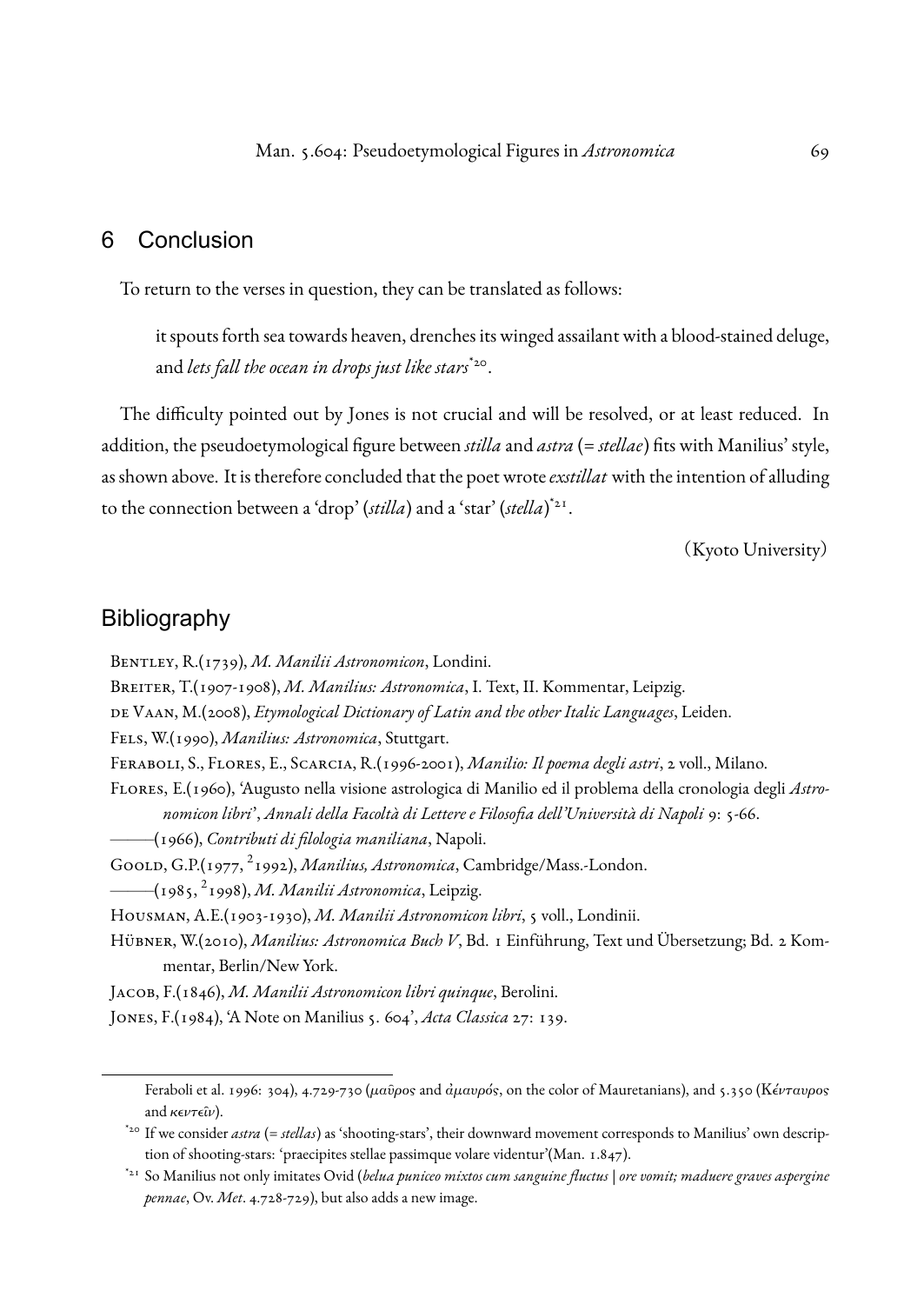## 6 Conclusion

To return to the verses in question, they can be translated as follows:

> it spouts forth sea towards heaven, drenches its winged assailant with a blood-stained deluge, and *lets fall the ocean in drops just like stars*[20].

The difficulty pointed out by Jones is not crucial and will be resolved, or at least reduced. In addition, the pseudoetymological figure between *stilla* and *astra* (= *stellae*) fits with Manilius' style, as shown above. It is therefore concluded that the poet wrote *exstillat* with the intention of alluding to the connection between a 'drop' (*stilla*) and a 'star' (*stella*)[21].

(Kyoto University)

## Bibliography

Bentley, R.(1739), *M. Manilii Astronomicon*, Londini.

Breiter, T.(1907-1908), *M. Manilius: Astronomica*, I. Text, II. Kommentar, Leipzig.

de Vaan, M.(2008), *Etymological Dictionary of Latin and the other Italic Languages*, Leiden.

Fels, W.(1990), *Manilius: Astronomica*, Stuttgart.

Feraboli, S., Flores, E., Scarcia, R.(1996-2001), *Manilio: Il poema degli astri*, 2 voll., Milano.

Flores, E.(1960), 'Augusto nella visione astrologica di Manilio ed il problema della cronologia degli *Astronomicon libri*', *Annali della Facoltà di Lettere e Filosofia dell'Università di Napoli* 9: 5-66.

———(1966), *Contributi di filologia maniliana*, Napoli.

Goold, G.P.(1977, ²1992), *Manilius, Astronomica*, Cambridge/Mass.-London.

———(1985, ²1998), *M. Manilii Astronomica*, Leipzig.

Housman, A.E.(1903-1930), *M. Manilii Astronomicon libri*, 5 voll., Londinii.

Hübner, W.(2010), *Manilius: Astronomica Buch V*, Bd. 1 Einführung, Text und Übersetzung; Bd. 2 Kommentar, Berlin/New York.

Jacob, F.(1846), *M. Manilii Astronomicon libri quinque*, Berolini.

Jones, F.(1984), 'A Note on Manilius 5. 604', *Acta Classica* 27: 139.

---

Feraboli et al. 1996: 304), 4.729-730 (*μαῦρος* and *ἀμαυρός*, on the color of Mauretanians), and 5.350 (*Κένταυρος* and *κεντεῖν*).

[20] If we consider *astra* (= *stellas*) as 'shooting-stars', their downward movement corresponds to Manilius' own description of shooting-stars: 'praecipites stellae passimque volare videntur'(Man. 1.847).

[21] So Manilius not only imitates Ovid (*belua puniceo mixtos cum sanguine fluctus | ore vomit; maduere graves aspergine pennae*, Ov. *Met*. 4.728-729), but also adds a new image.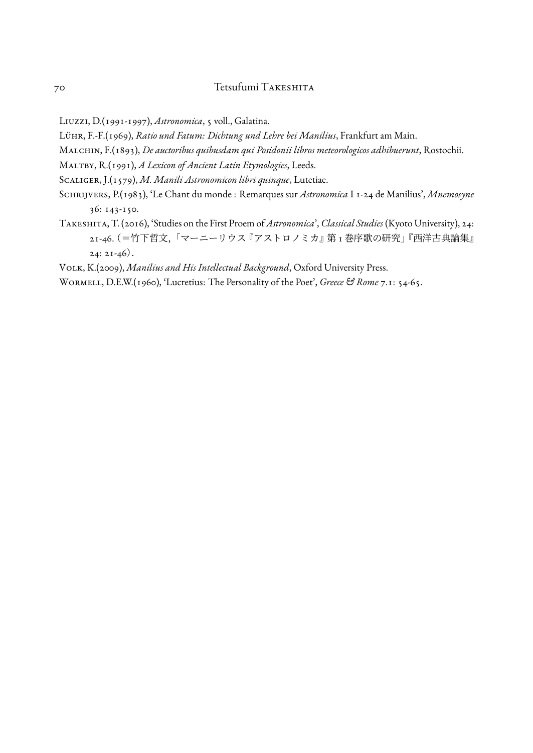Liuzzi, D.(1991-1997), *Astronomica*, 5 voll., Galatina.

Lühr, F.-F.(1969), *Ratio und Fatum: Dichtung und Lehre bei Manilius*, Frankfurt am Main.

Malchin, F.(1893), *De auctoribus quibusdam qui Posidonii libros meteorologicos adhibuerunt*, Rostochii.

Maltby, R.(1991), *A Lexicon of Ancient Latin Etymologies*, Leeds.

Scaliger, J.(1579), *M. Manili Astronomicon libri quinque*, Lutetiae.

Schrijvers, P.(1983), 'Le Chant du monde : Remarques sur *Astronomica* I 1-24 de Manilius', *Mnemosyne* 36: 143-150.

Takeshita, T. (2016), 'Studies on the First Proem of *Astronomica*', *Classical Studies* (Kyoto University), 24: 21-46.（＝竹下哲文，「マーニーリウス『アストロノミカ』第 1 巻序歌の研究」『西洋古典論集』24: 21-46）.

Volk, K.(2009), *Manilius and His Intellectual Background*, Oxford University Press.

Wormell, D.E.W.(1960), 'Lucretius: The Personality of the Poet', *Greece & Rome* 7.1: 54-65.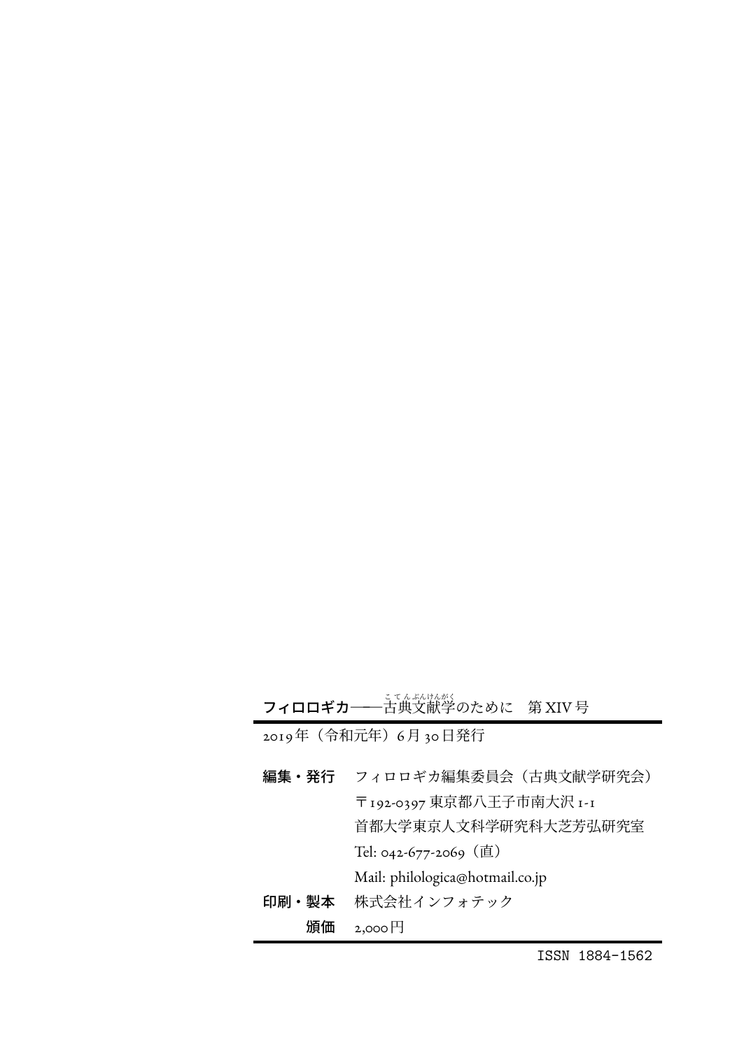**フィロロギカ**——古典文献学のために　第XIV号

2019年（令和元年）6月30日発行

**編集・発行**　フィロロギカ編集委員会（古典文献学研究会）
〒192-0397 東京都八王子市南大沢1-1
首都大学東京人文科学研究科大芝芳弘研究室
Tel: 042-677-2069（直）
Mail: philologica@hotmail.co.jp

**印刷・製本**　株式会社インフォテック

**頒価**　2,000円

ISSN 1884-1562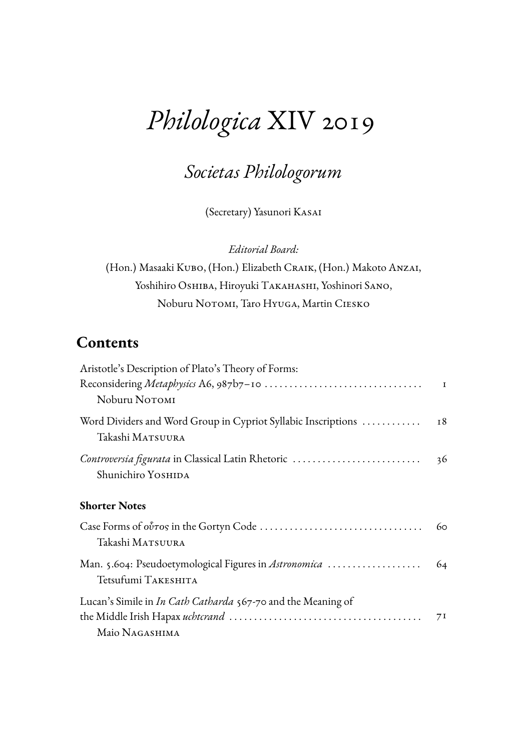# *Philologica* XIV 2019

## *Societas Philologorum*

(Secretary) Yasunori Kasai

*Editorial Board:*

(Hon.) Masaaki Kubo, (Hon.) Elizabeth Craik, (Hon.) Makoto Anzai,
Yoshihiro Oshiba, Hiroyuki Takahashi, Yoshinori Sano,
Noburu Notomi, Taro Hyuga, Martin Ciesko

## Contents

Aristotle's Description of Plato's Theory of Forms:
Reconsidering *Metaphysics* A6, 987b7–10 ................................ 1
Noburu Notomi

Word Dividers and Word Group in Cypriot Syllabic Inscriptions ............ 18
Takashi Matsuura

*Controversia figurata* in Classical Latin Rhetoric .......................... 36
Shunichiro Yoshida

### Shorter Notes

Case Forms of *οὗτος* in the Gortyn Code ................................. 60
Takashi Matsuura

Man. 5.604: Pseudoetymological Figures in *Astronomica* ................... 64
Tetsufumi Takeshita

Lucan's Simile in *In Cath Catharda* 567-70 and the Meaning of
the Middle Irish Hapax *uchtcrand* ....................................... 71
Maio Nagashima